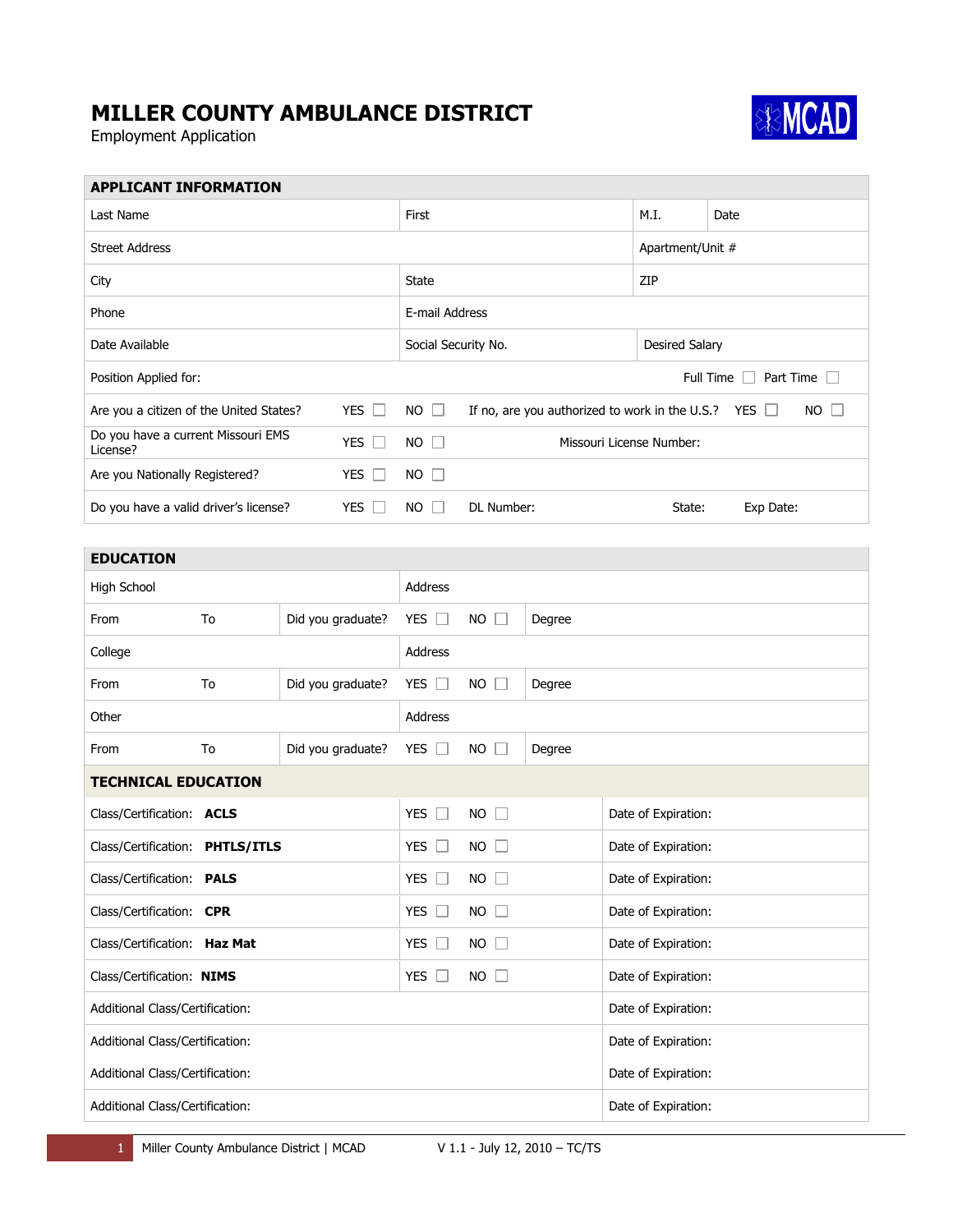# MILLER COUNTY AMBULANCE DISTRICT

Employment Application

## APPLICANT INFORMATION

| | | | |
|---|---|---|---|
| Last Name | First | M.I. | Date |
| Street Address | | Apartment/Unit # | |
| City | State | ZIP | |
| Phone | E-mail Address | | |
| Date Available | Social Security No. | Desired Salary | |

Position Applied for: Full Time ☐ Part Time ☐

Are you a citizen of the United States? YES ☐ NO ☐ If no, are you authorized to work in the U.S.? YES ☐ NO ☐

Do you have a current Missouri EMS License? YES ☐ NO ☐ Missouri License Number:

Are you Nationally Registered? YES ☐ NO ☐

Do you have a valid driver's license? YES ☐ NO ☐ DL Number: State: Exp Date:

## EDUCATION

| | | | | | |
|---|---|---|---|---|---|
| High School | | | Address | | |
| From | To | Did you graduate? | YES ☐ | NO ☐ | Degree |
| College | | | Address | | |
| From | To | Did you graduate? | YES ☐ | NO ☐ | Degree |
| Other | | | Address | | |
| From | To | Did you graduate? | YES ☐ | NO ☐ | Degree |

## TECHNICAL EDUCATION

| | | | |
|---|---|---|---|
| Class/Certification: **ACLS** | YES ☐ | NO ☐ | Date of Expiration: |
| Class/Certification: **PHTLS/ITLS** | YES ☐ | NO ☐ | Date of Expiration: |
| Class/Certification: **PALS** | YES ☐ | NO ☐ | Date of Expiration: |
| Class/Certification: **CPR** | YES ☐ | NO ☐ | Date of Expiration: |
| Class/Certification: **Haz Mat** | YES ☐ | NO ☐ | Date of Expiration: |
| Class/Certification: **NIMS** | YES ☐ | NO ☐ | Date of Expiration: |
| Additional Class/Certification: | | | Date of Expiration: |
| Additional Class/Certification: | | | Date of Expiration: |
| Additional Class/Certification: | | | Date of Expiration: |
| Additional Class/Certification: | | | Date of Expiration: |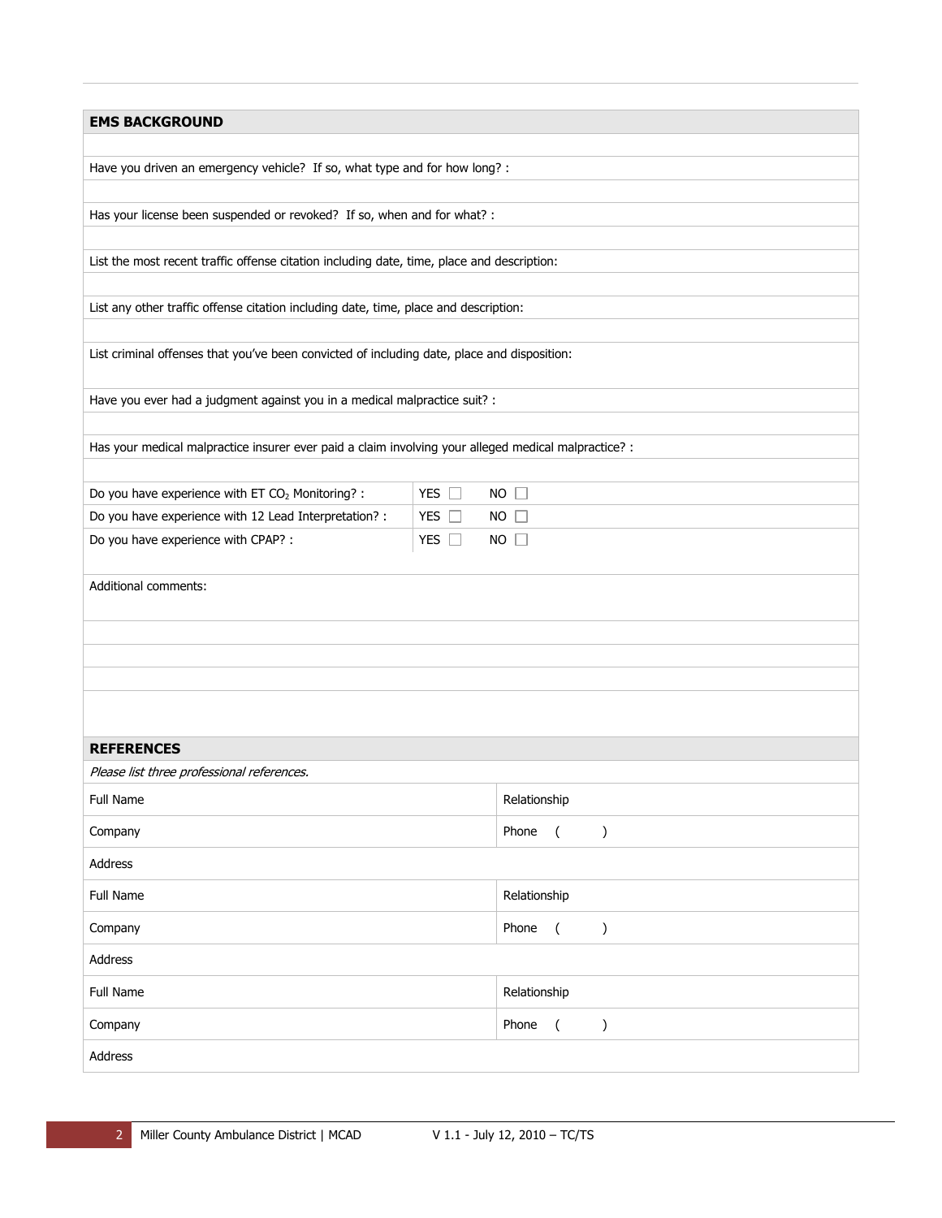## EMS BACKGROUND

Have you driven an emergency vehicle? If so, what type and for how long? :

Has your license been suspended or revoked? If so, when and for what? :

List the most recent traffic offense citation including date, time, place and description:

List any other traffic offense citation including date, time, place and description:

List criminal offenses that you've been convicted of including date, place and disposition:

Have you ever had a judgment against you in a medical malpractice suit? :

Has your medical malpractice insurer ever paid a claim involving your alleged medical malpractice? :

| | | |
|---|---|---|
| Do you have experience with ET $CO_2$ Monitoring? : | YES ☐ | NO ☐ |
| Do you have experience with 12 Lead Interpretation? : | YES ☐ | NO ☐ |
| Do you have experience with CPAP? : | YES ☐ | NO ☐ |

Additional comments:

## REFERENCES

*Please list three professional references.*

| | |
|---|---|
| Full Name | Relationship |
| Company | Phone ( ) |
| Address | |
| Full Name | Relationship |
| Company | Phone ( ) |
| Address | |
| Full Name | Relationship |
| Company | Phone ( ) |
| Address | |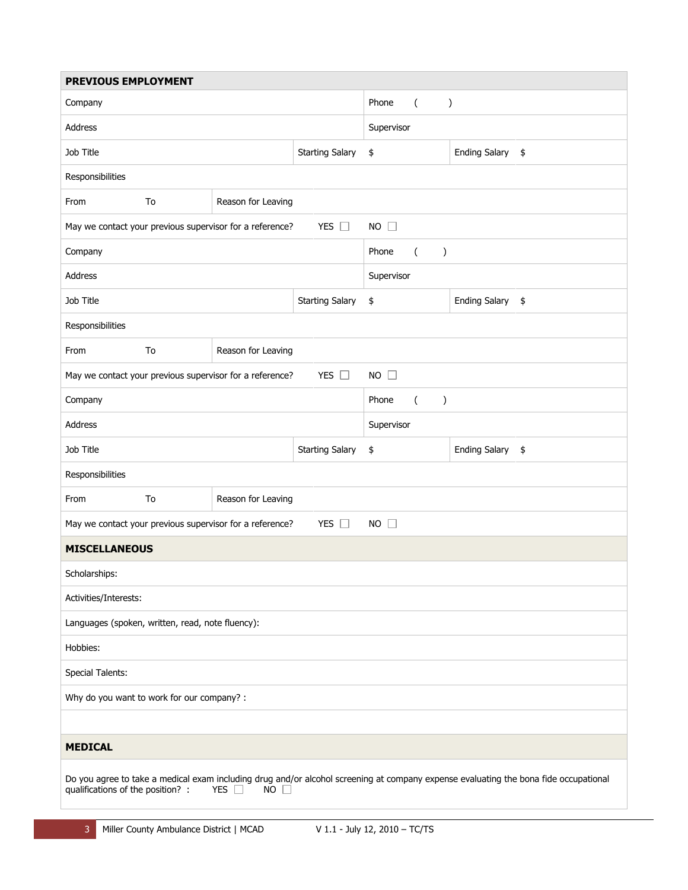## PREVIOUS EMPLOYMENT

| | | | | |
|---|---|---|---|---|
| Company | | | Phone ( ) | |
| Address | | | Supervisor | |
| Job Title | | Starting Salary $ | | Ending Salary $ |
| Responsibilities | | | | |
| From To | Reason for Leaving | | | |
| May we contact your previous supervisor for a reference? | | YES ☐ | NO ☐ | |
| Company | | | Phone ( ) | |
| Address | | | Supervisor | |
| Job Title | | Starting Salary $ | | Ending Salary $ |
| Responsibilities | | | | |
| From To | Reason for Leaving | | | |
| May we contact your previous supervisor for a reference? | | YES ☐ | NO ☐ | |
| Company | | | Phone ( ) | |
| Address | | | Supervisor | |
| Job Title | | Starting Salary $ | | Ending Salary $ |
| Responsibilities | | | | |
| From To | Reason for Leaving | | | |
| May we contact your previous supervisor for a reference? | | YES ☐ | NO ☐ | |

## MISCELLANEOUS

Scholarships:

Activities/Interests:

Languages (spoken, written, read, note fluency):

Hobbies:

Special Talents:

Why do you want to work for our company? :

## MEDICAL

Do you agree to take a medical exam including drug and/or alcohol screening at company expense evaluating the bona fide occupational qualifications of the position? : YES ☐ NO ☐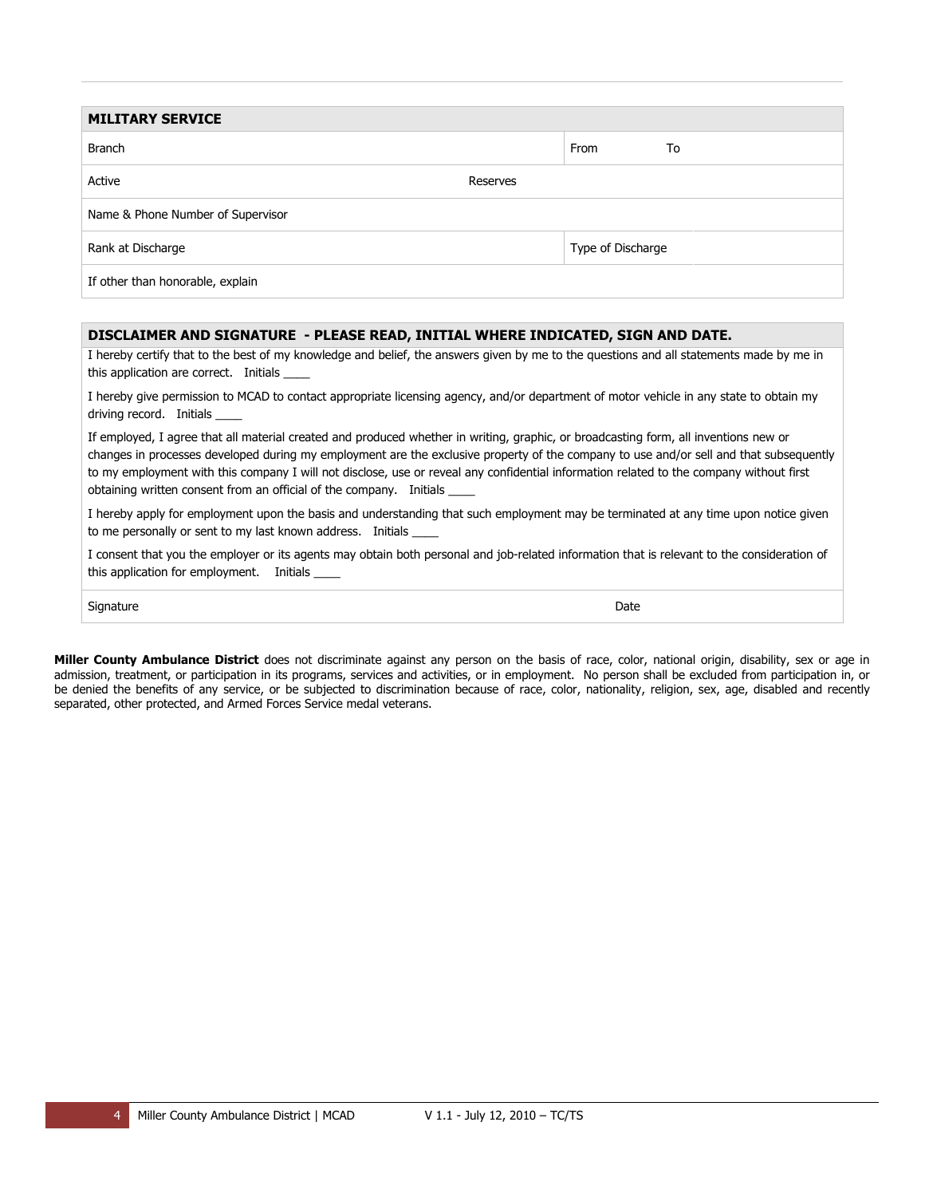## MILITARY SERVICE

| | |
|---|---|
| Branch | From To |
| Active Reserves | |
| Name & Phone Number of Supervisor | |
| Rank at Discharge | Type of Discharge |
| If other than honorable, explain | |

## DISCLAIMER AND SIGNATURE - PLEASE READ, INITIAL WHERE INDICATED, SIGN AND DATE.

I hereby certify that to the best of my knowledge and belief, the answers given by me to the questions and all statements made by me in this application are correct. Initials ____

I hereby give permission to MCAD to contact appropriate licensing agency, and/or department of motor vehicle in any state to obtain my driving record. Initials ____

If employed, I agree that all material created and produced whether in writing, graphic, or broadcasting form, all inventions new or changes in processes developed during my employment are the exclusive property of the company to use and/or sell and that subsequently to my employment with this company I will not disclose, use or reveal any confidential information related to the company without first obtaining written consent from an official of the company. Initials ____

I hereby apply for employment upon the basis and understanding that such employment may be terminated at any time upon notice given to me personally or sent to my last known address. Initials ____

I consent that you the employer or its agents may obtain both personal and job-related information that is relevant to the consideration of this application for employment. Initials ____

| | |
|---|---|
| Signature | Date |

**Miller County Ambulance District** does not discriminate against any person on the basis of race, color, national origin, disability, sex or age in admission, treatment, or participation in its programs, services and activities, or in employment. No person shall be excluded from participation in, or be denied the benefits of any service, or be subjected to discrimination because of race, color, nationality, religion, sex, age, disabled and recently separated, other protected, and Armed Forces Service medal veterans.